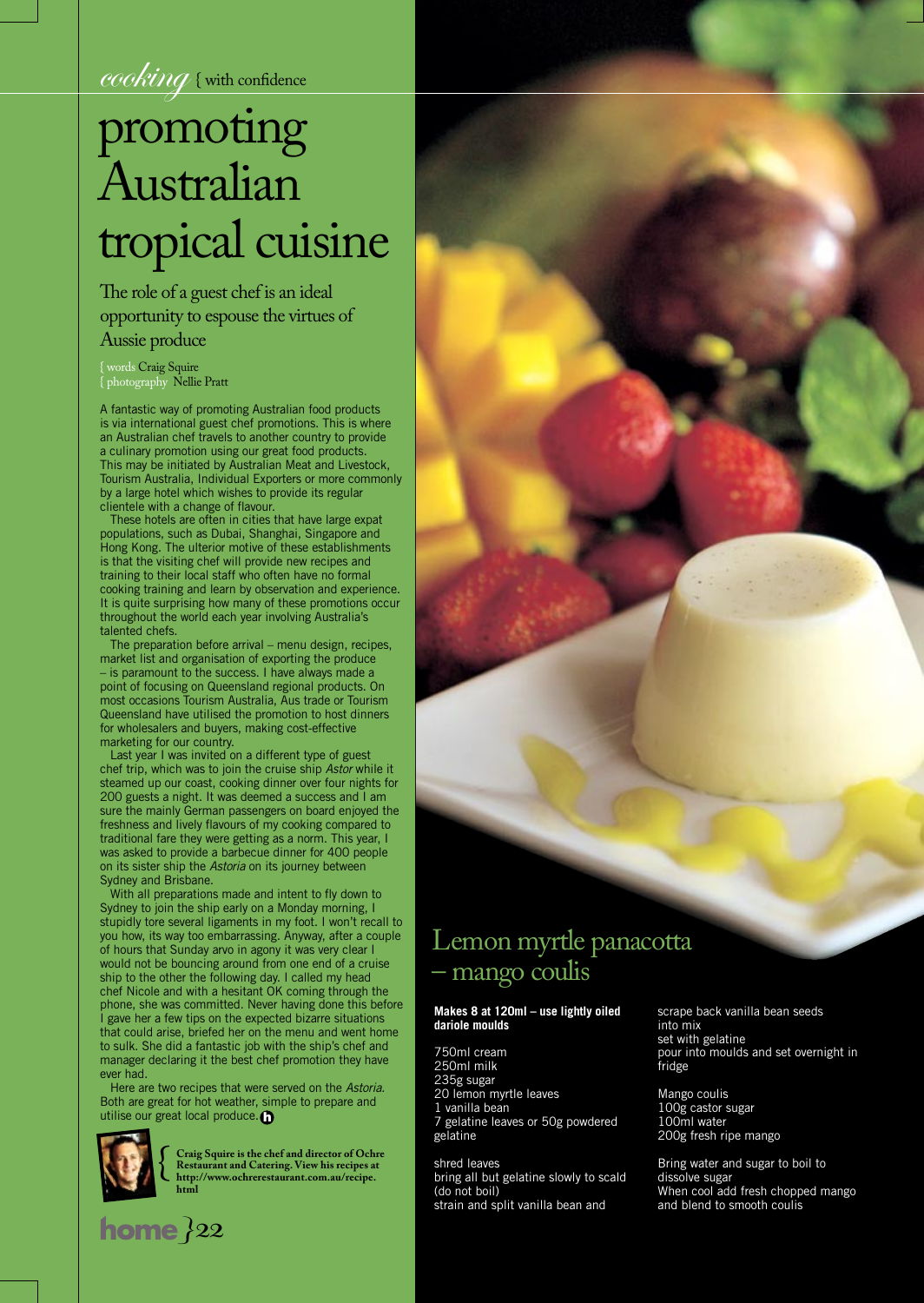*cooking* { with confidence

# promoting Australian tropical cuisine

## The role of a guest chef is an ideal opportunity to espouse the virtues of Aussie produce

{ words Craig Squire
{ photography Nellie Pratt

A fantastic way of promoting Australian food products is via international guest chef promotions. This is where an Australian chef travels to another country to provide a culinary promotion using our great food products. This may be initiated by Australian Meat and Livestock, Tourism Australia, Individual Exporters or more commonly by a large hotel which wishes to provide its regular clientele with a change of flavour.

These hotels are often in cities that have large expat populations, such as Dubai, Shanghai, Singapore and Hong Kong. The ulterior motive of these establishments is that the visiting chef will provide new recipes and training to their local staff who often have no formal cooking training and learn by observation and experience. It is quite surprising how many of these promotions occur throughout the world each year involving Australia's talented chefs.

The preparation before arrival – menu design, recipes, market list and organisation of exporting the produce – is paramount to the success. I have always made a point of focusing on Queensland regional products. On most occasions Tourism Australia, Aus trade or Tourism Queensland have utilised the promotion to host dinners for wholesalers and buyers, making cost-effective marketing for our country.

Last year I was invited on a different type of guest chef trip, which was to join the cruise ship *Astor* while it steamed up our coast, cooking dinner over four nights for 200 guests a night. It was deemed a success and I am sure the mainly German passengers on board enjoyed the freshness and lively flavours of my cooking compared to traditional fare they were getting as a norm. This year, I was asked to provide a barbecue dinner for 400 people on its sister ship the *Astoria* on its journey between Sydney and Brisbane.

With all preparations made and intent to fly down to Sydney to join the ship early on a Monday morning, I stupidly tore several ligaments in my foot. I won't recall to you how, its way too embarrassing. Anyway, after a couple of hours that Sunday arvo in agony it was very clear I would not be bouncing around from one end of a cruise ship to the other the following day. I called my head chef Nicole and with a hesitant OK coming through the phone, she was committed. Never having done this before I gave her a few tips on the expected bizarre situations that could arise, briefed her on the menu and went home to sulk. She did a fantastic job with the ship's chef and manager declaring it the best chef promotion they have ever had.

Here are two recipes that were served on the *Astoria.* Both are great for hot weather, simple to prepare and utilise our great local produce.

{ **Craig Squire is the chef and director of Ochre Restaurant and Catering. View his recipes at http://www.ochrerestaurant.com.au/recipe.html**

## Lemon myrtle panacotta – mango coulis

**Makes 8 at 120ml – use lightly oiled dariole moulds**

750ml cream
250ml milk
235g sugar
20 lemon myrtle leaves
1 vanilla bean
7 gelatine leaves or 50g powdered gelatine

shred leaves
bring all but gelatine slowly to scald (do not boil)
strain and split vanilla bean and scrape back vanilla bean seeds into mix
set with gelatine
pour into moulds and set overnight in fridge

Mango coulis
100g castor sugar
100ml water
200g fresh ripe mango

Bring water and sugar to boil to dissolve sugar
When cool add fresh chopped mango and blend to smooth coulis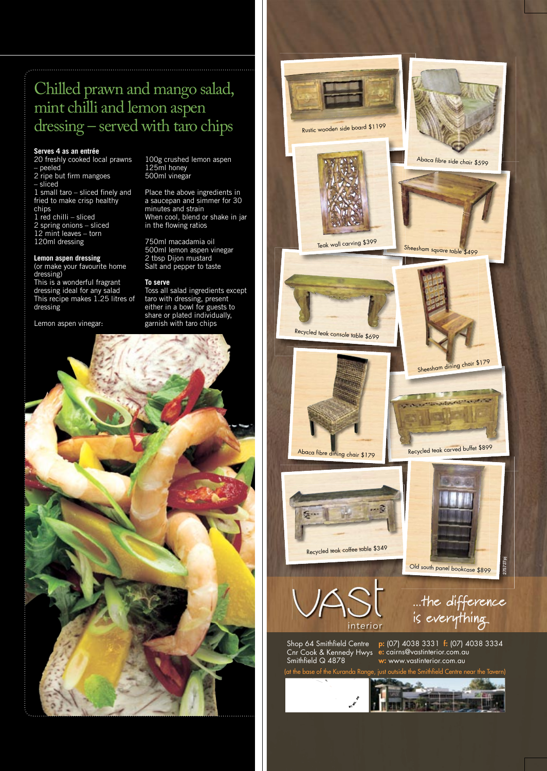# Chilled prawn and mango salad, mint chilli and lemon aspen dressing – served with taro chips

**Serves 4 as an entrée**

20 freshly cooked local prawns – peeled
2 ripe but firm mangoes – sliced
1 small taro – sliced finely and fried to make crisp healthy chips
1 red chilli – sliced
2 spring onions – sliced
12 mint leaves – torn
120ml dressing

**Lemon aspen dressing**
(or make your favourite home dressing)
This is a wonderful fragrant dressing ideal for any salad
This recipe makes 1.25 litres of dressing

Lemon aspen vinegar:

100g crushed lemon aspen
125ml honey
500ml vinegar

Place the above ingredients in a saucepan and simmer for 30 minutes and strain
When cool, blend or shake in jar in the flowing ratios

750ml macadamia oil
500ml lemon aspen vinegar
2 tbsp Dijon mustard
Salt and pepper to taste

**To serve**
Toss all salad ingredients except taro with dressing, present either in a bowl for guests to share or plated individually, garnish with taro chips

Rustic wooden side board $1199
Abaca fibre side chair $599
Teak wall carving $399
Sheesham square table $499
Recycled teak console table $699
Sheesham dining chair $179
Abaca fibre dining chair $179
Recycled teak carved buffet $899
Recycled teak coffee table $349
Old south panel bookcase $899

VAST interior
...the difference is everything

Shop 64 Smithfield Centre
Cnr Cook & Kennedy Hwys
Smithfield Q 4878

**p:** (07) 4038 3331 **f:** (07) 4038 3334
**e:** cairns@vastinterior.com.au
**w:** www.vastinterior.com.au

(at the base of the Kuranda Range, just outside the Smithfield Centre near the Tavern)